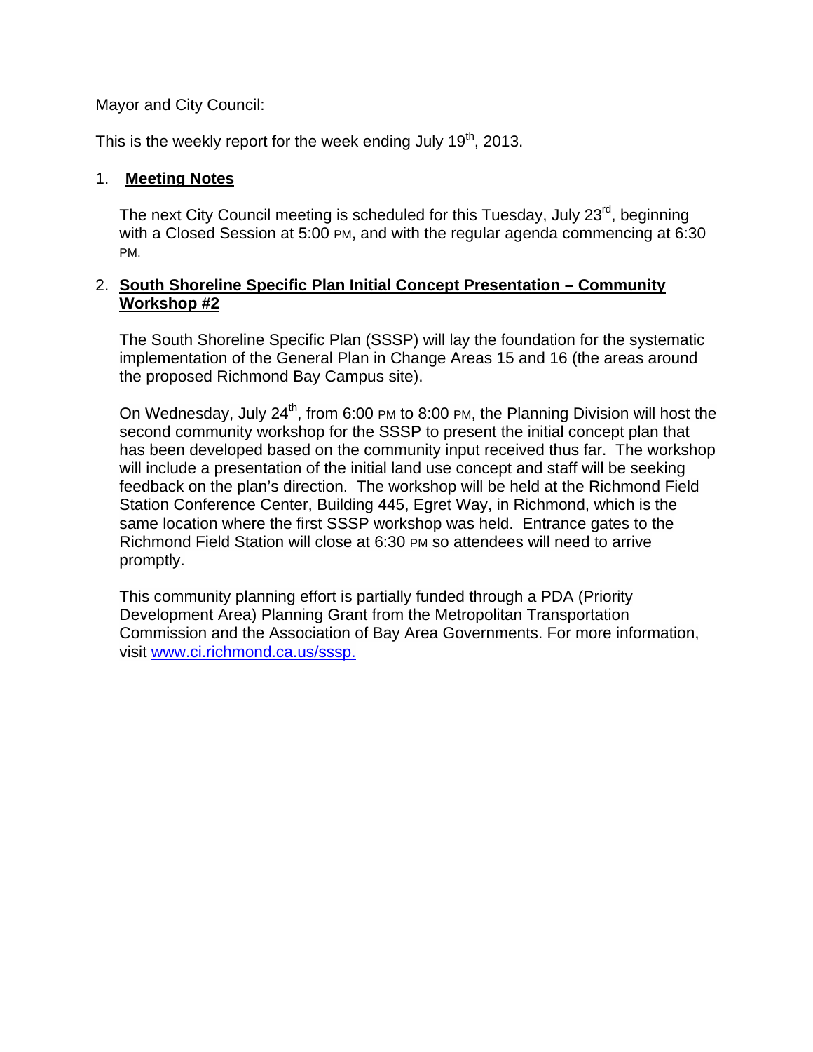Mayor and City Council:

This is the weekly report for the week ending July 19th, 2013.

1. **Meeting Notes**

   The next City Council meeting is scheduled for this Tuesday, July 23rd, beginning with a Closed Session at 5:00 PM, and with the regular agenda commencing at 6:30 PM.

2. **South Shoreline Specific Plan Initial Concept Presentation – Community Workshop #2**

   The South Shoreline Specific Plan (SSSP) will lay the foundation for the systematic implementation of the General Plan in Change Areas 15 and 16 (the areas around the proposed Richmond Bay Campus site).

   On Wednesday, July 24th, from 6:00 PM to 8:00 PM, the Planning Division will host the second community workshop for the SSSP to present the initial concept plan that has been developed based on the community input received thus far. The workshop will include a presentation of the initial land use concept and staff will be seeking feedback on the plan's direction. The workshop will be held at the Richmond Field Station Conference Center, Building 445, Egret Way, in Richmond, which is the same location where the first SSSP workshop was held. Entrance gates to the Richmond Field Station will close at 6:30 PM so attendees will need to arrive promptly.

   This community planning effort is partially funded through a PDA (Priority Development Area) Planning Grant from the Metropolitan Transportation Commission and the Association of Bay Area Governments. For more information, visit [www.ci.richmond.ca.us/sssp.](www.ci.richmond.ca.us/sssp)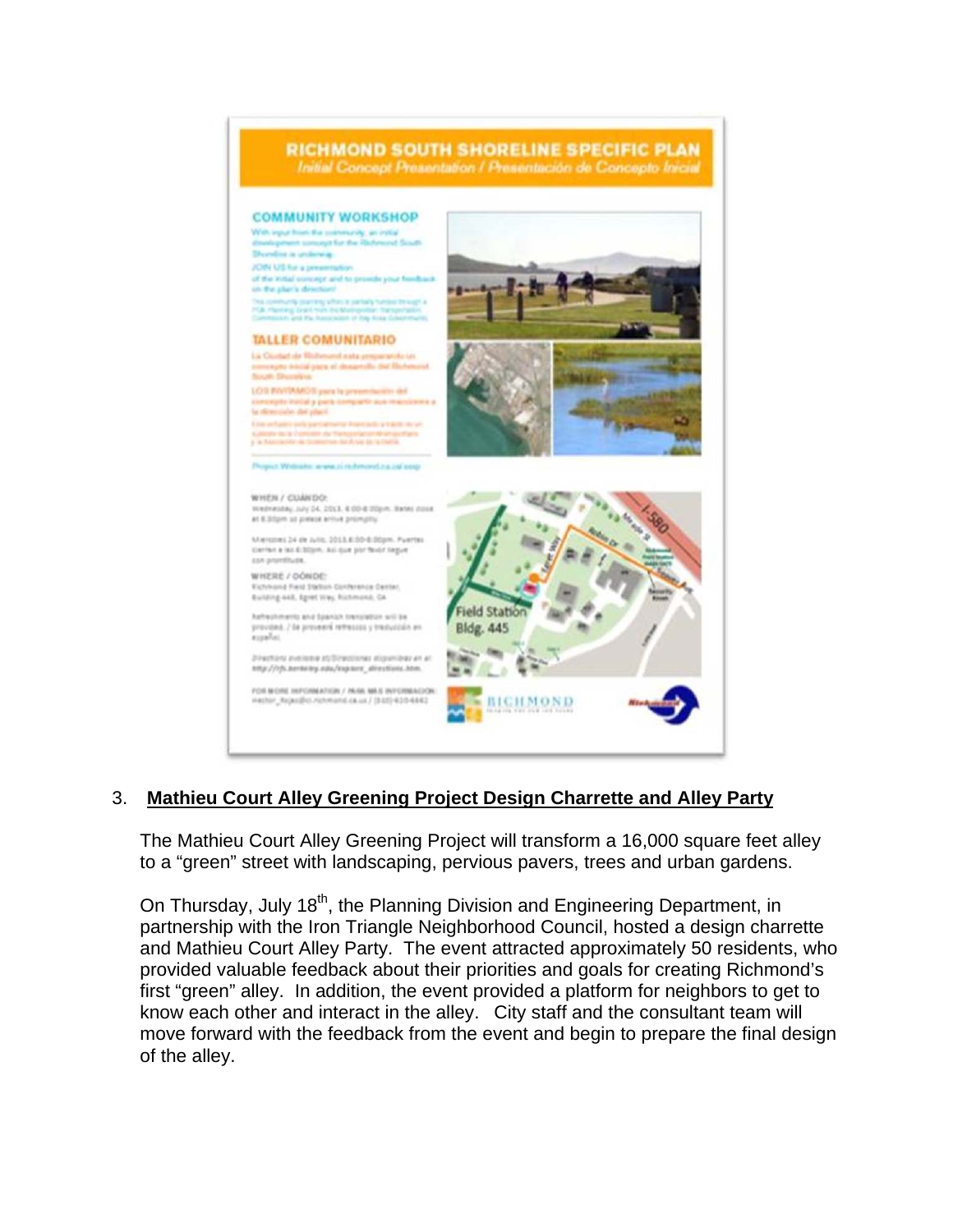RICHMOND SOUTH SHORELINE SPECIFIC PLAN

*Initial Concept Presentation / Presentación de Concepto Inicial*

COMMUNITY WORKSHOP

TALLER COMUNITARIO

WHEN / CUÁNDO:

WHERE / DÓNDE:

Field Station Bldg. 445

3. **Mathieu Court Alley Greening Project Design Charrette and Alley Party**

The Mathieu Court Alley Greening Project will transform a 16,000 square feet alley to a "green" street with landscaping, pervious pavers, trees and urban gardens.

On Thursday, July 18th, the Planning Division and Engineering Department, in partnership with the Iron Triangle Neighborhood Council, hosted a design charrette and Mathieu Court Alley Party. The event attracted approximately 50 residents, who provided valuable feedback about their priorities and goals for creating Richmond's first "green" alley. In addition, the event provided a platform for neighbors to get to know each other and interact in the alley. City staff and the consultant team will move forward with the feedback from the event and begin to prepare the final design of the alley.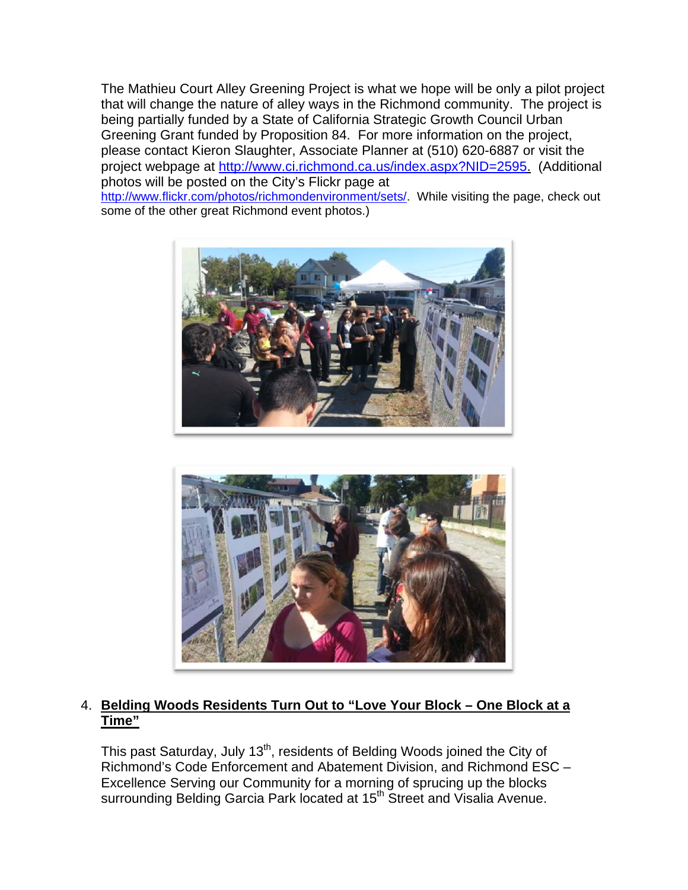The Mathieu Court Alley Greening Project is what we hope will be only a pilot project that will change the nature of alley ways in the Richmond community. The project is being partially funded by a State of California Strategic Growth Council Urban Greening Grant funded by Proposition 84. For more information on the project, please contact Kieron Slaughter, Associate Planner at (510) 620-6887 or visit the project webpage at [http://www.ci.richmond.ca.us/index.aspx?NID=2595](http://www.ci.richmond.ca.us/index.aspx?NID=2595). (Additional photos will be posted on the City's Flickr page at [http://www.flickr.com/photos/richmondenvironment/sets/](http://www.flickr.com/photos/richmondenvironment/sets/). While visiting the page, check out some of the other great Richmond event photos.)

4. **<u>Belding Woods Residents Turn Out to "Love Your Block – One Block at a Time"</u>**

This past Saturday, July 13th, residents of Belding Woods joined the City of Richmond's Code Enforcement and Abatement Division, and Richmond ESC – Excellence Serving our Community for a morning of sprucing up the blocks surrounding Belding Garcia Park located at 15th Street and Visalia Avenue.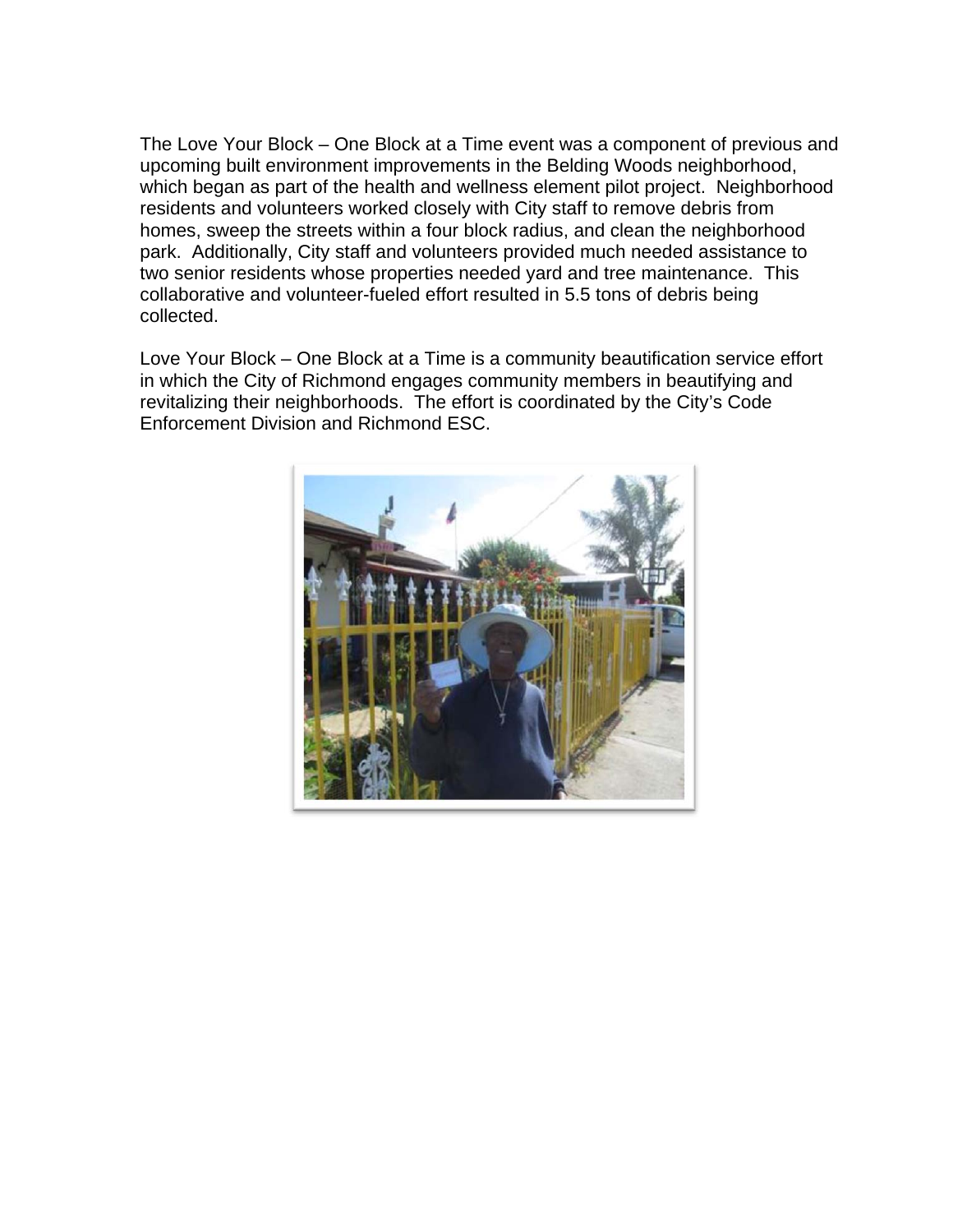The Love Your Block – One Block at a Time event was a component of previous and upcoming built environment improvements in the Belding Woods neighborhood, which began as part of the health and wellness element pilot project.  Neighborhood residents and volunteers worked closely with City staff to remove debris from homes, sweep the streets within a four block radius, and clean the neighborhood park.  Additionally, City staff and volunteers provided much needed assistance to two senior residents whose properties needed yard and tree maintenance.  This collaborative and volunteer-fueled effort resulted in 5.5 tons of debris being collected.

Love Your Block – One Block at a Time is a community beautification service effort in which the City of Richmond engages community members in beautifying and revitalizing their neighborhoods.  The effort is coordinated by the City's Code Enforcement Division and Richmond ESC.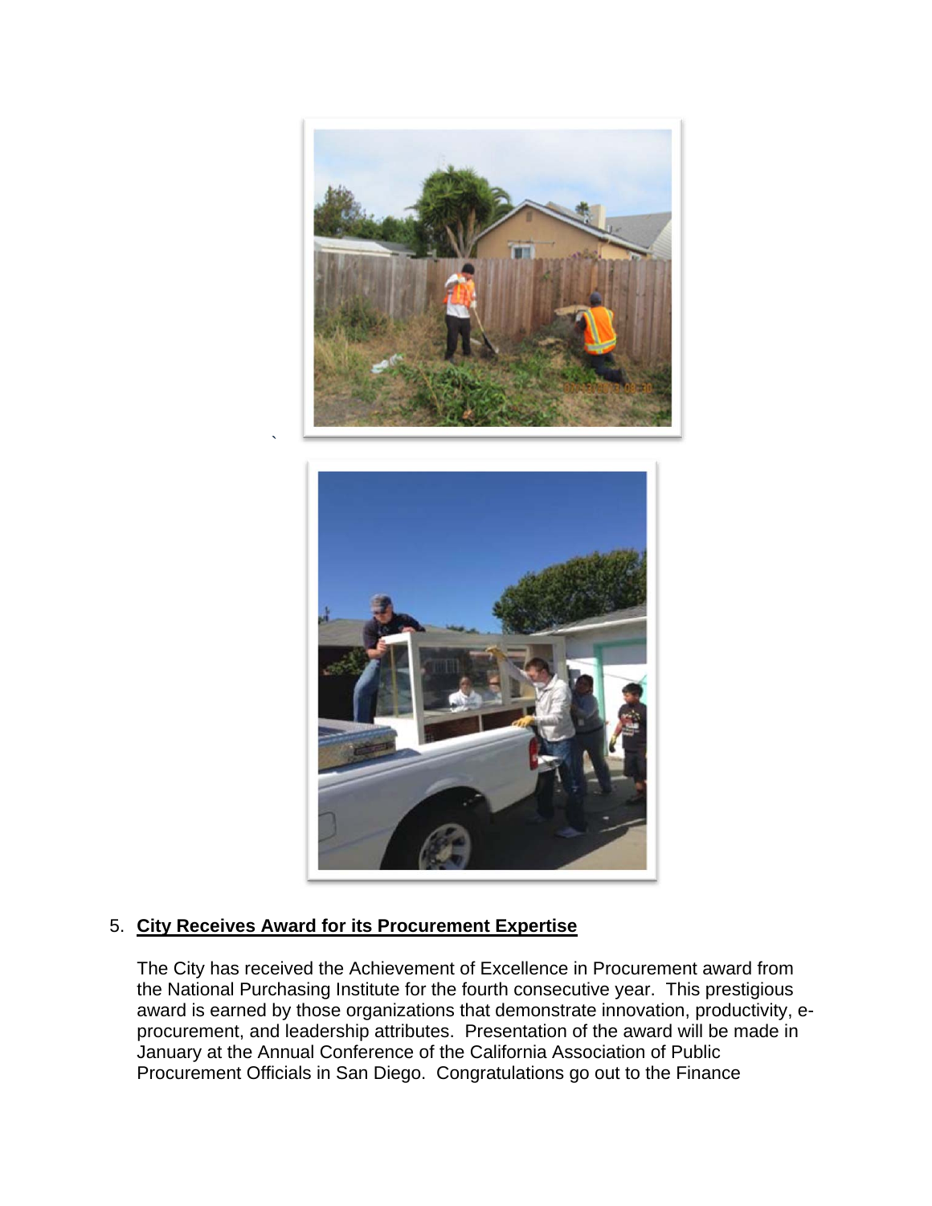5. **City Receives Award for its Procurement Expertise**

   The City has received the Achievement of Excellence in Procurement award from the National Purchasing Institute for the fourth consecutive year. This prestigious award is earned by those organizations that demonstrate innovation, productivity, e-procurement, and leadership attributes. Presentation of the award will be made in January at the Annual Conference of the California Association of Public Procurement Officials in San Diego. Congratulations go out to the Finance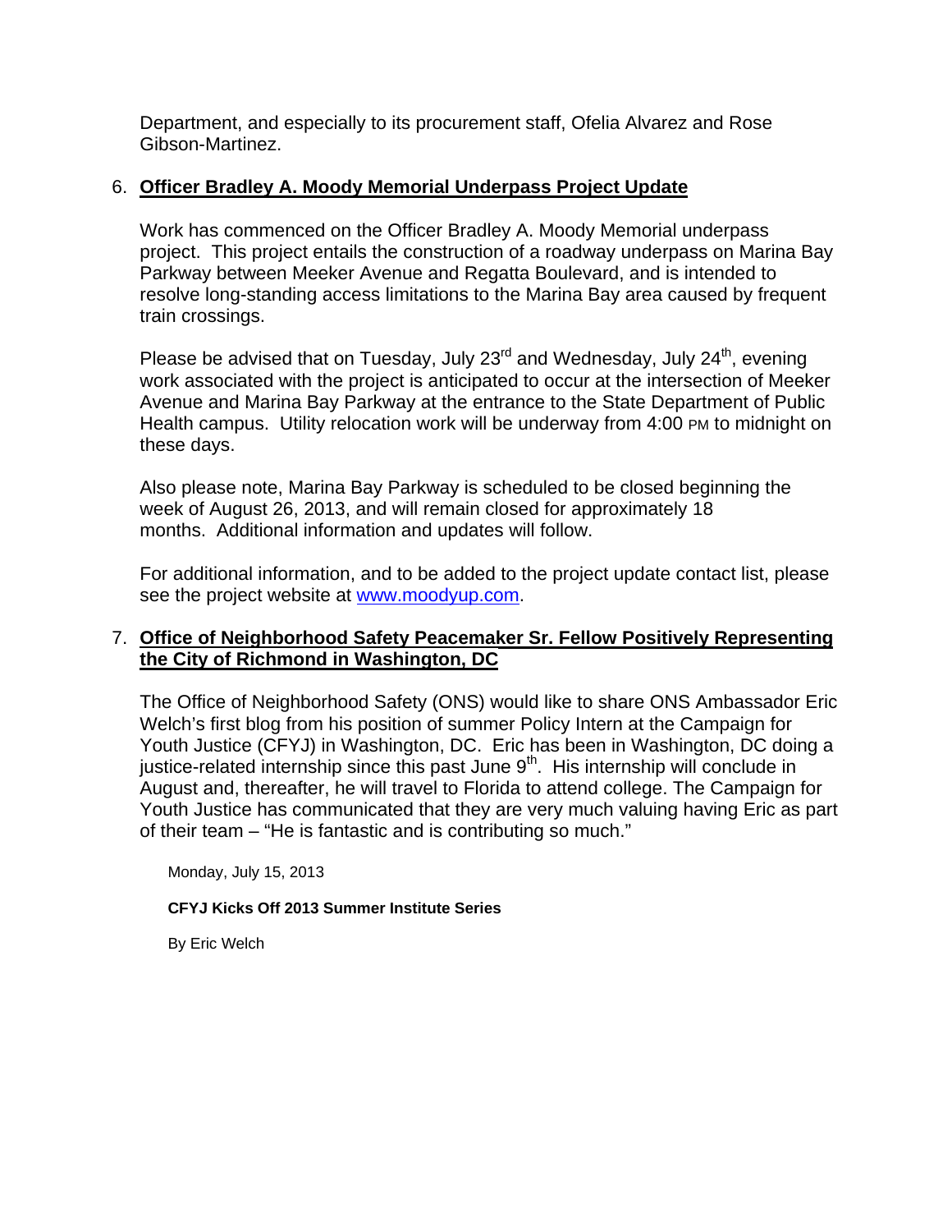Department, and especially to its procurement staff, Ofelia Alvarez and Rose Gibson-Martinez.

6. **Officer Bradley A. Moody Memorial Underpass Project Update**

   Work has commenced on the Officer Bradley A. Moody Memorial underpass project. This project entails the construction of a roadway underpass on Marina Bay Parkway between Meeker Avenue and Regatta Boulevard, and is intended to resolve long-standing access limitations to the Marina Bay area caused by frequent train crossings.

   Please be advised that on Tuesday, July 23rd and Wednesday, July 24th, evening work associated with the project is anticipated to occur at the intersection of Meeker Avenue and Marina Bay Parkway at the entrance to the State Department of Public Health campus. Utility relocation work will be underway from 4:00 PM to midnight on these days.

   Also please note, Marina Bay Parkway is scheduled to be closed beginning the week of August 26, 2013, and will remain closed for approximately 18 months. Additional information and updates will follow.

   For additional information, and to be added to the project update contact list, please see the project website at [www.moodyup.com](www.moodyup.com).

7. **Office of Neighborhood Safety Peacemaker Sr. Fellow Positively Representing the City of Richmond in Washington, DC**

   The Office of Neighborhood Safety (ONS) would like to share ONS Ambassador Eric Welch's first blog from his position of summer Policy Intern at the Campaign for Youth Justice (CFYJ) in Washington, DC. Eric has been in Washington, DC doing a justice-related internship since this past June 9th. His internship will conclude in August and, thereafter, he will travel to Florida to attend college. The Campaign for Youth Justice has communicated that they are very much valuing having Eric as part of their team – "He is fantastic and is contributing so much."

   Monday, July 15, 2013

   **CFYJ Kicks Off 2013 Summer Institute Series**

   By Eric Welch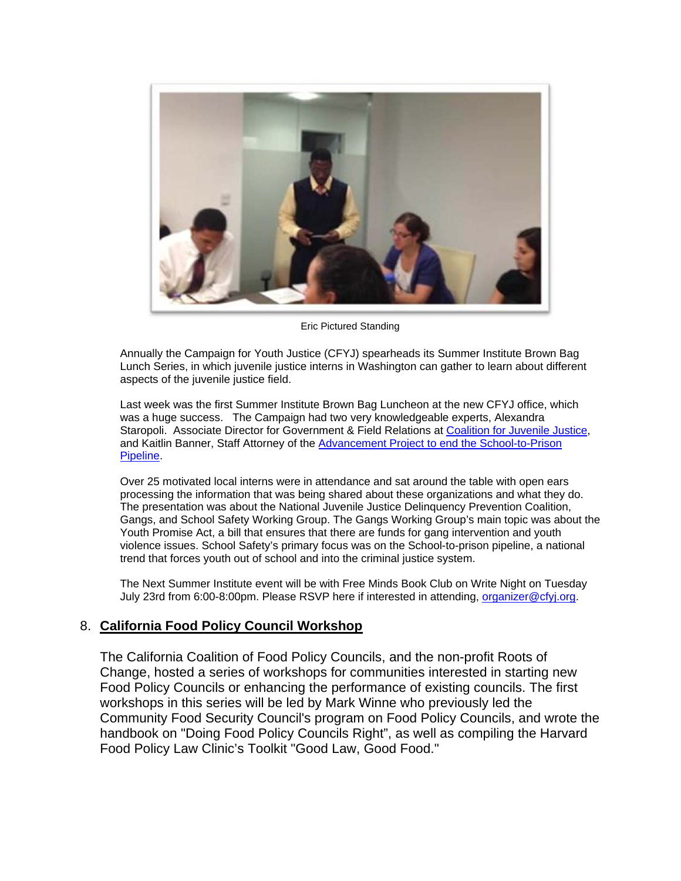Eric Pictured Standing

Annually the Campaign for Youth Justice (CFYJ) spearheads its Summer Institute Brown Bag Lunch Series, in which juvenile justice interns in Washington can gather to learn about different aspects of the juvenile justice field.

Last week was the first Summer Institute Brown Bag Luncheon at the new CFYJ office, which was a huge success. The Campaign had two very knowledgeable experts, Alexandra Staropoli. Associate Director for Government & Field Relations at Coalition for Juvenile Justice, and Kaitlin Banner, Staff Attorney of the Advancement Project to end the School-to-Prison Pipeline.

Over 25 motivated local interns were in attendance and sat around the table with open ears processing the information that was being shared about these organizations and what they do. The presentation was about the National Juvenile Justice Delinquency Prevention Coalition, Gangs, and School Safety Working Group. The Gangs Working Group's main topic was about the Youth Promise Act, a bill that ensures that there are funds for gang intervention and youth violence issues. School Safety's primary focus was on the School-to-prison pipeline, a national trend that forces youth out of school and into the criminal justice system.

The Next Summer Institute event will be with Free Minds Book Club on Write Night on Tuesday July 23rd from 6:00-8:00pm. Please RSVP here if interested in attending, organizer@cfyj.org.

## 8. California Food Policy Council Workshop

The California Coalition of Food Policy Councils, and the non-profit Roots of Change, hosted a series of workshops for communities interested in starting new Food Policy Councils or enhancing the performance of existing councils. The first workshops in this series will be led by Mark Winne who previously led the Community Food Security Council's program on Food Policy Councils, and wrote the handbook on "Doing Food Policy Councils Right", as well as compiling the Harvard Food Policy Law Clinic's Toolkit "Good Law, Good Food."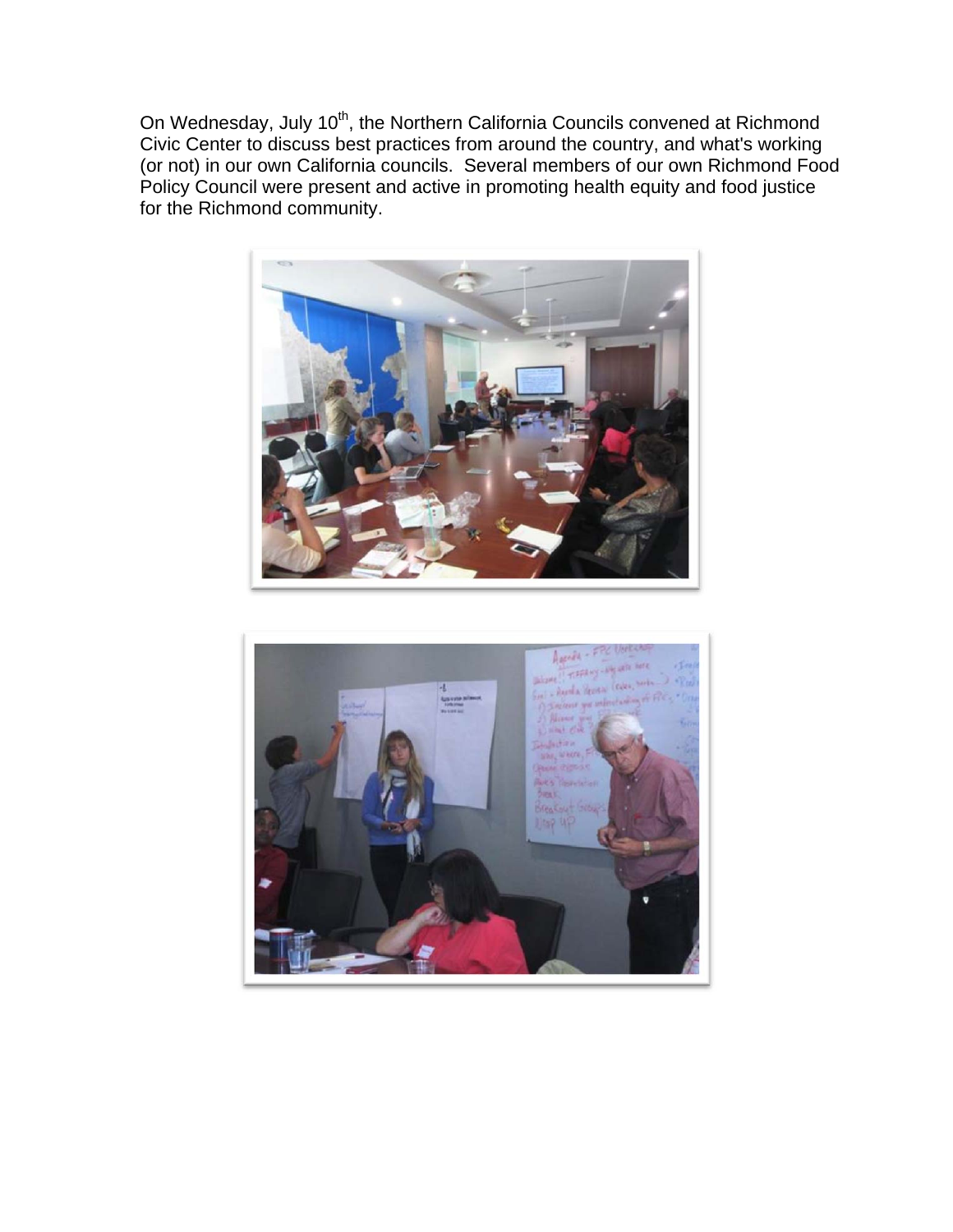On Wednesday, July 10th, the Northern California Councils convened at Richmond Civic Center to discuss best practices from around the country, and what's working (or not) in our own California councils. Several members of our own Richmond Food Policy Council were present and active in promoting health equity and food justice for the Richmond community.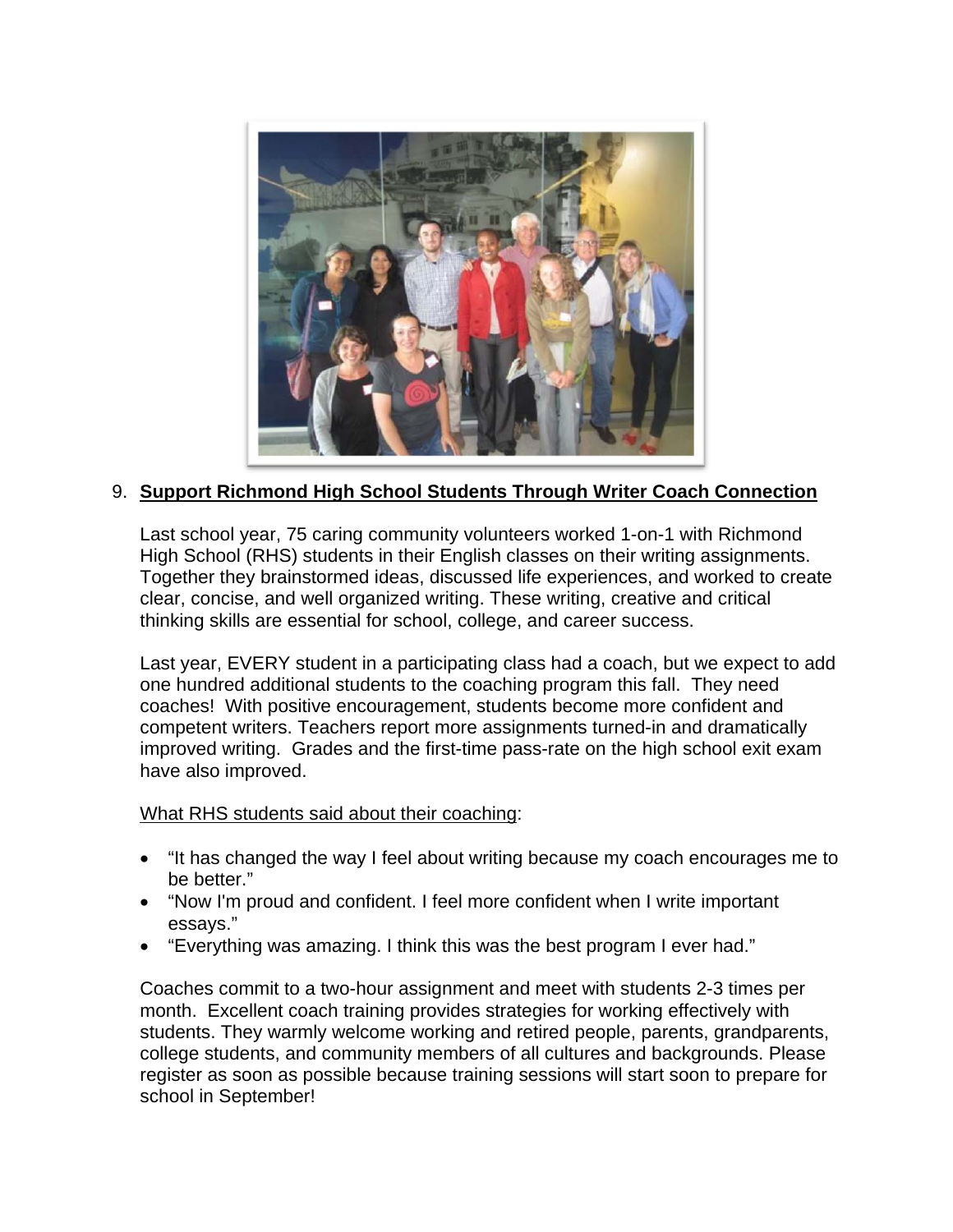9. **Support Richmond High School Students Through Writer Coach Connection**

Last school year, 75 caring community volunteers worked 1-on-1 with Richmond High School (RHS) students in their English classes on their writing assignments. Together they brainstormed ideas, discussed life experiences, and worked to create clear, concise, and well organized writing. These writing, creative and critical thinking skills are essential for school, college, and career success.

Last year, EVERY student in a participating class had a coach, but we expect to add one hundred additional students to the coaching program this fall. They need coaches! With positive encouragement, students become more confident and competent writers. Teachers report more assignments turned-in and dramatically improved writing. Grades and the first-time pass-rate on the high school exit exam have also improved.

What RHS students said about their coaching:

- "It has changed the way I feel about writing because my coach encourages me to be better."
- "Now I'm proud and confident. I feel more confident when I write important essays."
- "Everything was amazing. I think this was the best program I ever had."

Coaches commit to a two-hour assignment and meet with students 2-3 times per month. Excellent coach training provides strategies for working effectively with students. They warmly welcome working and retired people, parents, grandparents, college students, and community members of all cultures and backgrounds. Please register as soon as possible because training sessions will start soon to prepare for school in September!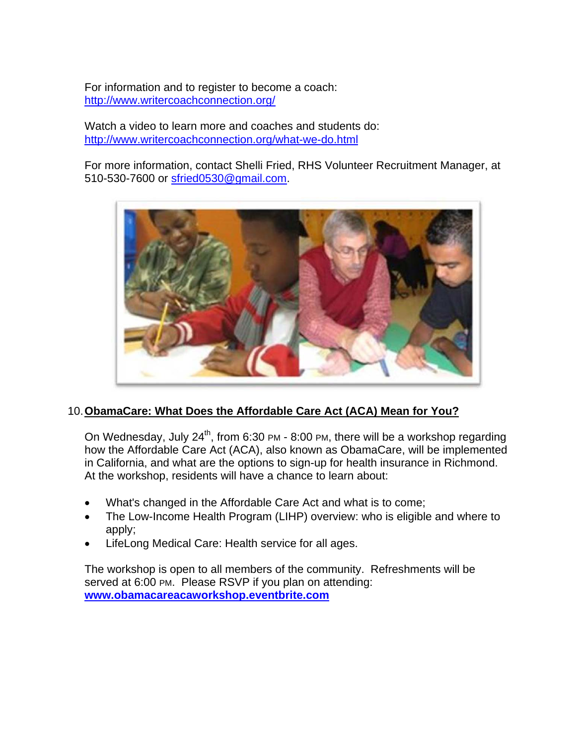For information and to register to become a coach:
http://www.writercoachconnection.org/

Watch a video to learn more and coaches and students do:
http://www.writercoachconnection.org/what-we-do.html

For more information, contact Shelli Fried, RHS Volunteer Recruitment Manager, at 510-530-7600 or sfried0530@gmail.com.

## 10. ObamaCare: What Does the Affordable Care Act (ACA) Mean for You?

On Wednesday, July 24th, from 6:30 PM - 8:00 PM, there will be a workshop regarding how the Affordable Care Act (ACA), also known as ObamaCare, will be implemented in California, and what are the options to sign-up for health insurance in Richmond. At the workshop, residents will have a chance to learn about:

- What's changed in the Affordable Care Act and what is to come;
- The Low-Income Health Program (LIHP) overview: who is eligible and where to apply;
- LifeLong Medical Care: Health service for all ages.

The workshop is open to all members of the community. Refreshments will be served at 6:00 PM. Please RSVP if you plan on attending:
**www.obamacareacaworkshop.eventbrite.com**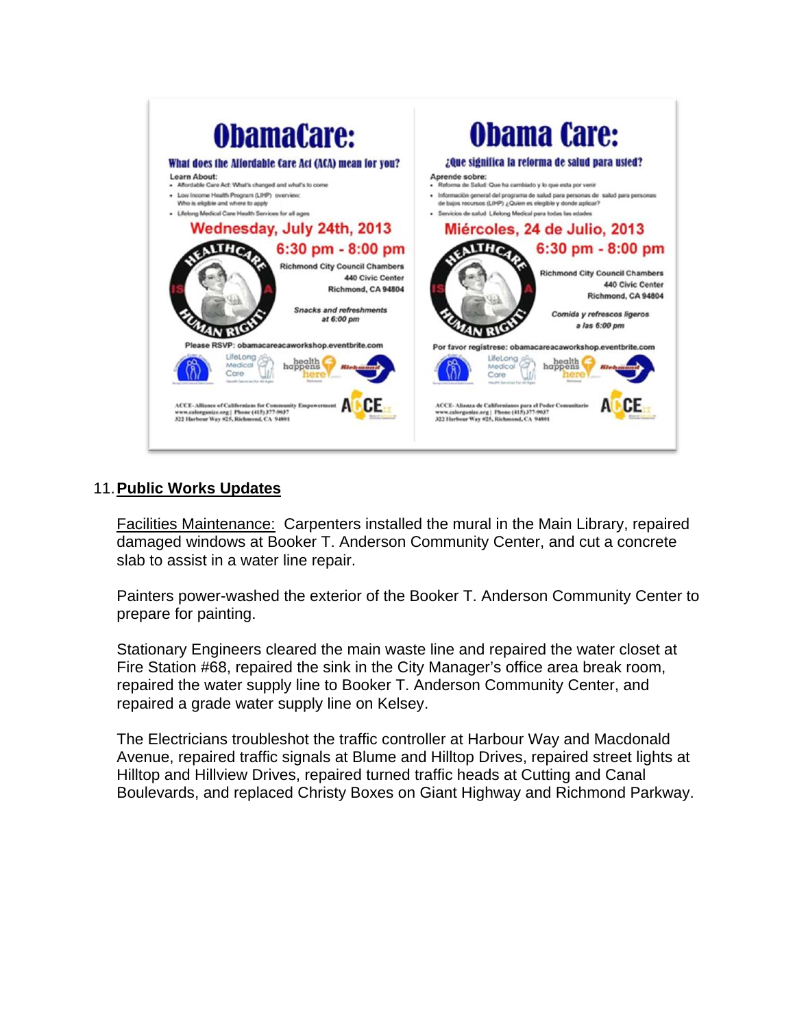# ObamaCare:

**What does the Affordable Care Act (ACA) mean for you?**

Learn About:

- Affordable Care Act: What's changed and what's to come
- Low Income Health Program (LIHP) overview: Who is eligible and where to apply
- Lifelong Medical Care Health Services for all ages

**Wednesday, July 24th, 2013**

**6:30 pm - 8:00 pm**

Richmond City Council Chambers
440 Civic Center
Richmond, CA 94804

*Snacks and refreshments at 6:00 pm*

Please RSVP: obamacareacaworkshop.eventbrite.com

ACCE- Alliance of Californians for Community Empowerment
www.calorganize.org | Phone (415) 377-9037
322 Harbour Way #25, Richmond, CA 94801

# Obama Care:

**¿Que significa la reforma de salud para usted?**

Aprende sobre:

- Reforma de Salud: Que ha cambiado y lo que esta por venir
- Información general del programa de salud para personas de bajos recursos (LIHP) ¿Quien es elegible y donde aplicar?
- Servicios de salud Lifelong Medical para todas las edades

**Miércoles, 24 de Julio, 2013**

**6:30 pm - 8:00 pm**

Richmond City Council Chambers
440 Civic Center
Richmond, CA 94804

*Comida y refrescos ligeros a las 6:00 pm*

Por favor registrese: obamacareacaworkshop.eventbrite.com

ACCE- Alianza de Californianos para el Poder Comunitario
www.calorganize.org | Phone (415) 377-9037
322 Harbour Way #25, Richmond, CA 94801

## 11. Public Works Updates

Facilities Maintenance: Carpenters installed the mural in the Main Library, repaired damaged windows at Booker T. Anderson Community Center, and cut a concrete slab to assist in a water line repair.

Painters power-washed the exterior of the Booker T. Anderson Community Center to prepare for painting.

Stationary Engineers cleared the main waste line and repaired the water closet at Fire Station #68, repaired the sink in the City Manager's office area break room, repaired the water supply line to Booker T. Anderson Community Center, and repaired a grade water supply line on Kelsey.

The Electricians troubleshot the traffic controller at Harbour Way and Macdonald Avenue, repaired traffic signals at Blume and Hilltop Drives, repaired street lights at Hilltop and Hillview Drives, repaired turned traffic heads at Cutting and Canal Boulevards, and replaced Christy Boxes on Giant Highway and Richmond Parkway.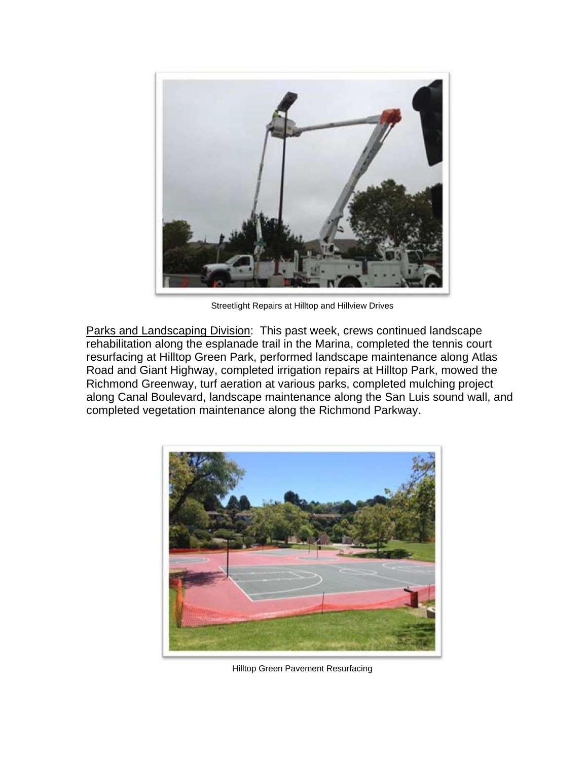Streetlight Repairs at Hilltop and Hillview Drives

Parks and Landscaping Division: This past week, crews continued landscape rehabilitation along the esplanade trail in the Marina, completed the tennis court resurfacing at Hilltop Green Park, performed landscape maintenance along Atlas Road and Giant Highway, completed irrigation repairs at Hilltop Park, mowed the Richmond Greenway, turf aeration at various parks, completed mulching project along Canal Boulevard, landscape maintenance along the San Luis sound wall, and completed vegetation maintenance along the Richmond Parkway.

Hilltop Green Pavement Resurfacing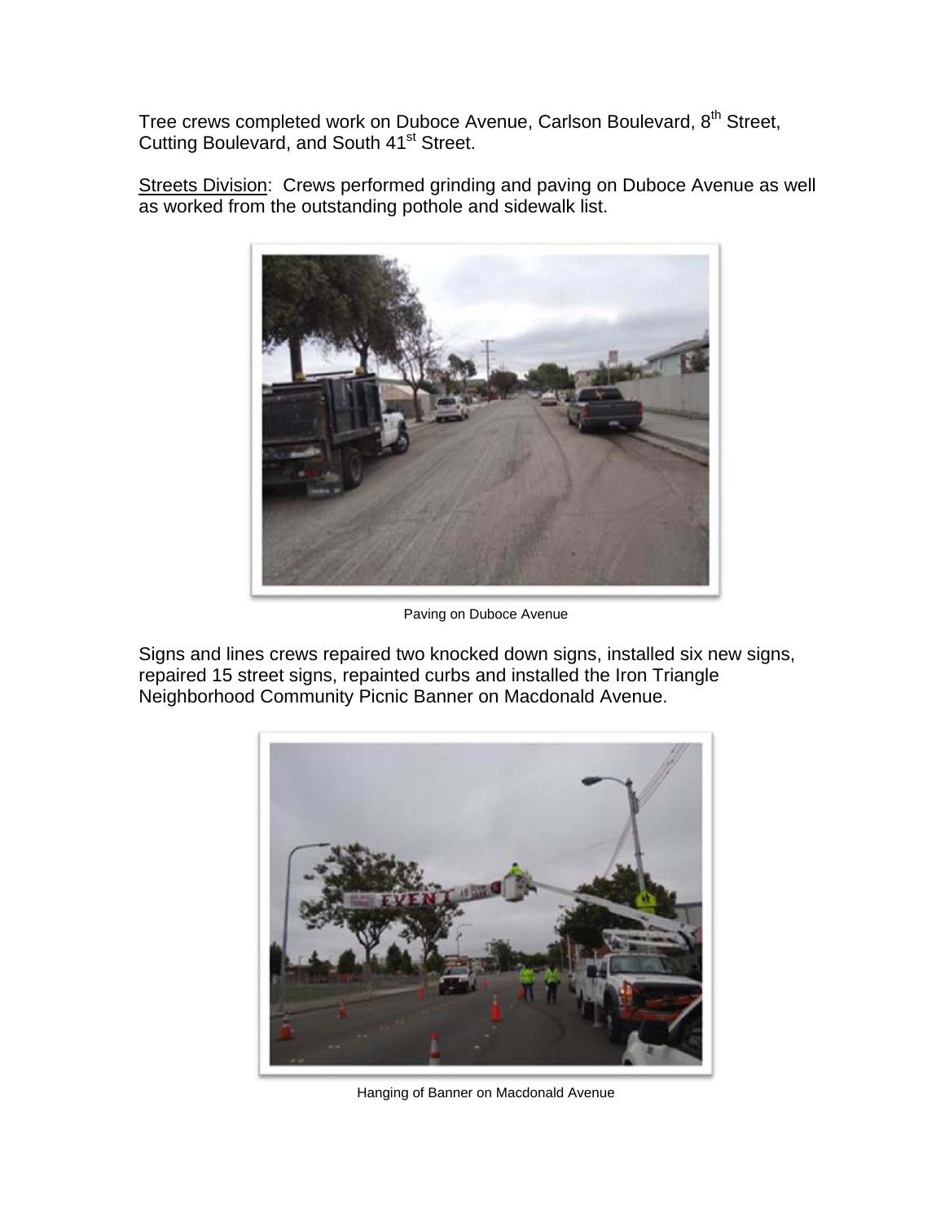Tree crews completed work on Duboce Avenue, Carlson Boulevard, 8th Street, Cutting Boulevard, and South 41st Street.

Streets Division: Crews performed grinding and paving on Duboce Avenue as well as worked from the outstanding pothole and sidewalk list.

Paving on Duboce Avenue

Signs and lines crews repaired two knocked down signs, installed six new signs, repaired 15 street signs, repainted curbs and installed the Iron Triangle Neighborhood Community Picnic Banner on Macdonald Avenue.

Hanging of Banner on Macdonald Avenue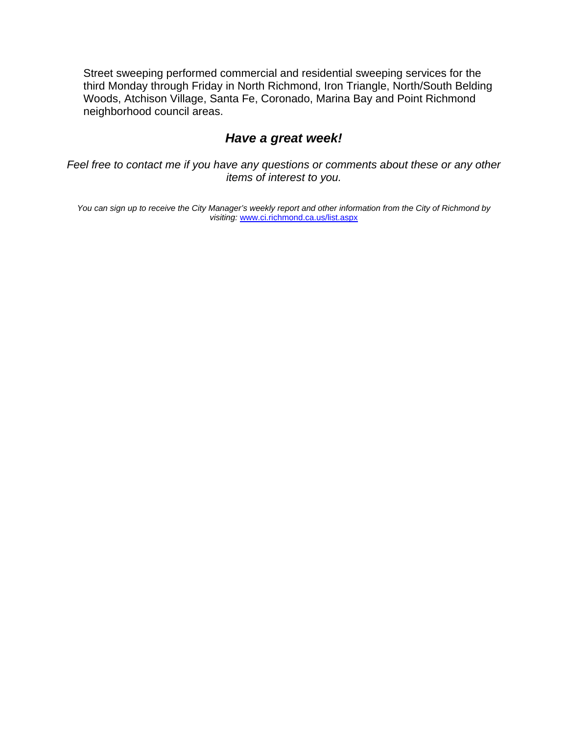Street sweeping performed commercial and residential sweeping services for the third Monday through Friday in North Richmond, Iron Triangle, North/South Belding Woods, Atchison Village, Santa Fe, Coronado, Marina Bay and Point Richmond neighborhood council areas.

***Have a great week!***

*Feel free to contact me if you have any questions or comments about these or any other items of interest to you.*

*You can sign up to receive the City Manager's weekly report and other information from the City of Richmond by visiting:* [www.ci.richmond.ca.us/list.aspx](www.ci.richmond.ca.us/list.aspx)